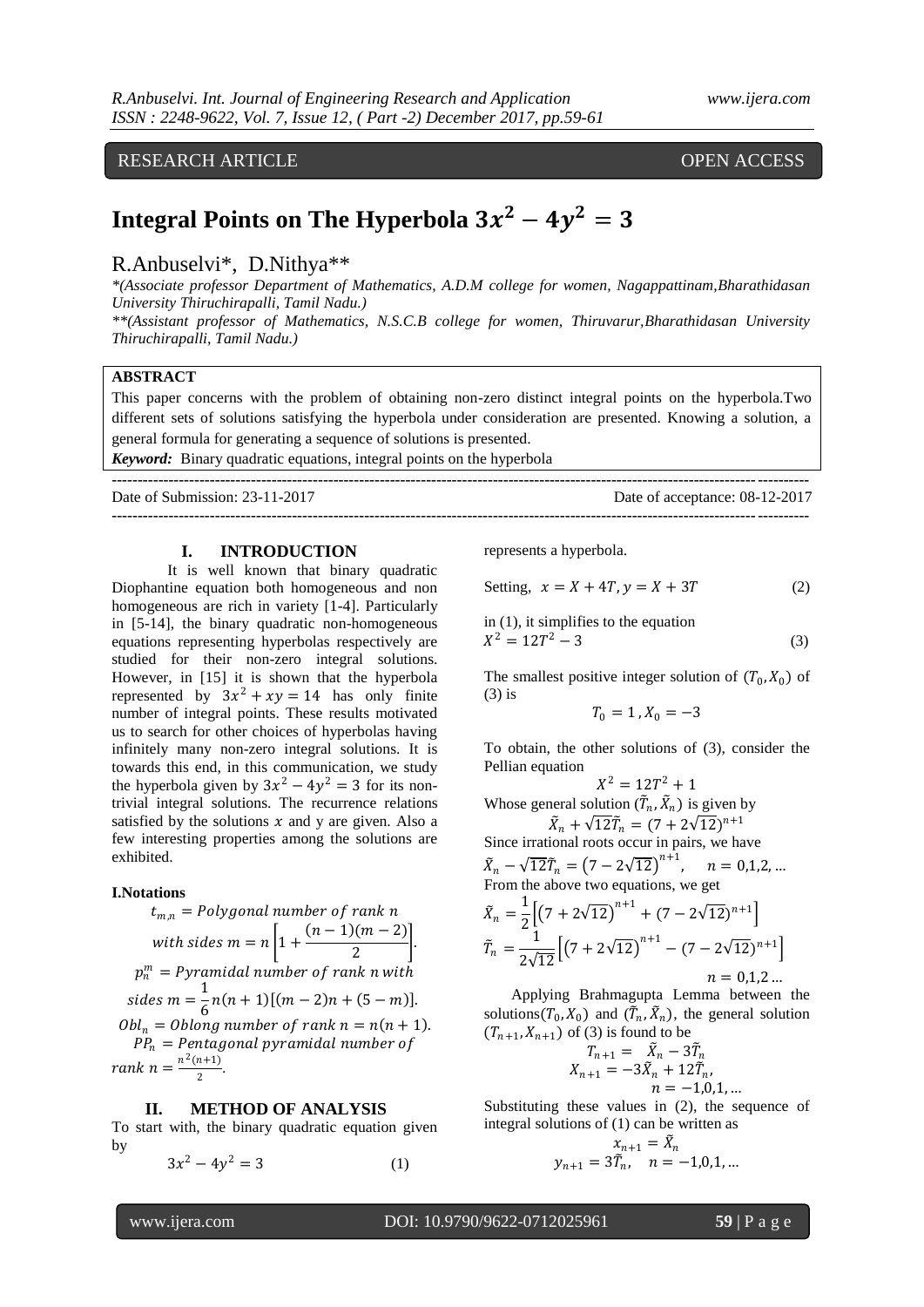RESEARCH ARTICLE OPEN ACCESS

# Integral Points on The Hyperbola $3x^2 - 4y^2 = 3$

R.Anbuselvi*, D.Nithya**

*(Associate professor Department of Mathematics, A.D.M college for women, Nagappattinam,Bharathidasan University Thiruchirapalli, Tamil Nadu.)

**(Assistant professor of Mathematics, N.S.C.B college for women, Thiruvarur,Bharathidasan University Thiruchirapalli, Tamil Nadu.)

**ABSTRACT**

This paper concerns with the problem of obtaining non-zero distinct integral points on the hyperbola.Two different sets of solutions satisfying the hyperbola under consideration are presented. Knowing a solution, a general formula for generating a sequence of solutions is presented.

***Keyword:*** Binary quadratic equations, integral points on the hyperbola

---

Date of Submission: 23-11-2017 Date of acceptance: 08-12-2017

---

## I. INTRODUCTION

It is well known that binary quadratic Diophantine equation both homogeneous and non homogeneous are rich in variety [1-4]. Particularly in [5-14], the binary quadratic non-homogeneous equations representing hyperbolas respectively are studied for their non-zero integral solutions. However, in [15] it is shown that the hyperbola represented by $3x^2 + xy = 14$ has only finite number of integral points. These results motivated us to search for other choices of hyperbolas having infinitely many non-zero integral solutions. It is towards this end, in this communication, we study the hyperbola given by $3x^2 - 4y^2 = 3$ for its non-trivial integral solutions. The recurrence relations satisfied by the solutions $x$ and y are given. Also a few interesting properties among the solutions are exhibited.

### I.Notations

$t_{m,n}$ = Polygonal number of rank $n$ with sides $m = n\left[1 + \frac{(n-1)(m-2)}{2}\right]$.

$p_n^m$ = Pyramidal number of rank $n$ with sides $m = \frac{1}{6}n(n+1)[(m-2)n + (5-m)]$.

$Obl_n$ = Oblong number of rank $n = n(n+1)$.

$PP_n$ = Pentagonal pyramidal number of rank $n = \frac{n^2(n+1)}{2}$.

## II. METHOD OF ANALYSIS

To start with, the binary quadratic equation given by

$$3x^2 - 4y^2 = 3 \qquad (1)$$

represents a hyperbola.

Setting, $x = X + 4T, y = X + 3T$ (2)

in (1), it simplifies to the equation

$$X^2 = 12T^2 - 3 \qquad (3)$$

The smallest positive integer solution of $(T_0, X_0)$ of (3) is

$$T_0 = 1, X_0 = -3$$

To obtain, the other solutions of (3), consider the Pellian equation

$$X^2 = 12T^2 + 1$$

Whose general solution $(\tilde{T}_n, \tilde{X}_n)$ is given by

$$\tilde{X}_n + \sqrt{12}\tilde{T}_n = (7 + 2\sqrt{12})^{n+1}$$

Since irrational roots occur in pairs, we have

$$\tilde{X}_n - \sqrt{12}\tilde{T}_n = (7 - 2\sqrt{12})^{n+1}, \quad n = 0,1,2,...$$

From the above two equations, we get

$$\tilde{X}_n = \frac{1}{2}\left[(7 + 2\sqrt{12})^{n+1} + (7 - 2\sqrt{12})^{n+1}\right]$$

$$\tilde{T}_n = \frac{1}{2\sqrt{12}}\left[(7 + 2\sqrt{12})^{n+1} - (7 - 2\sqrt{12})^{n+1}\right]$$

$$n = 0,1,2 ...$$

Applying Brahmagupta Lemma between the solutions$(T_0, X_0)$ and $(\tilde{T}_n, \tilde{X}_n)$, the general solution $(T_{n+1}, X_{n+1})$ of (3) is found to be

$$T_{n+1} = \tilde{X}_n - 3\tilde{T}_n$$

$$X_{n+1} = -3\tilde{X}_n + 12\tilde{T}_n,$$

$$n = -1,0,1,...$$

Substituting these values in (2), the sequence of integral solutions of (1) can be written as

$$x_{n+1} = \tilde{X}_n$$

$$y_{n+1} = 3\tilde{T}_n, \quad n = -1,0,1,...$$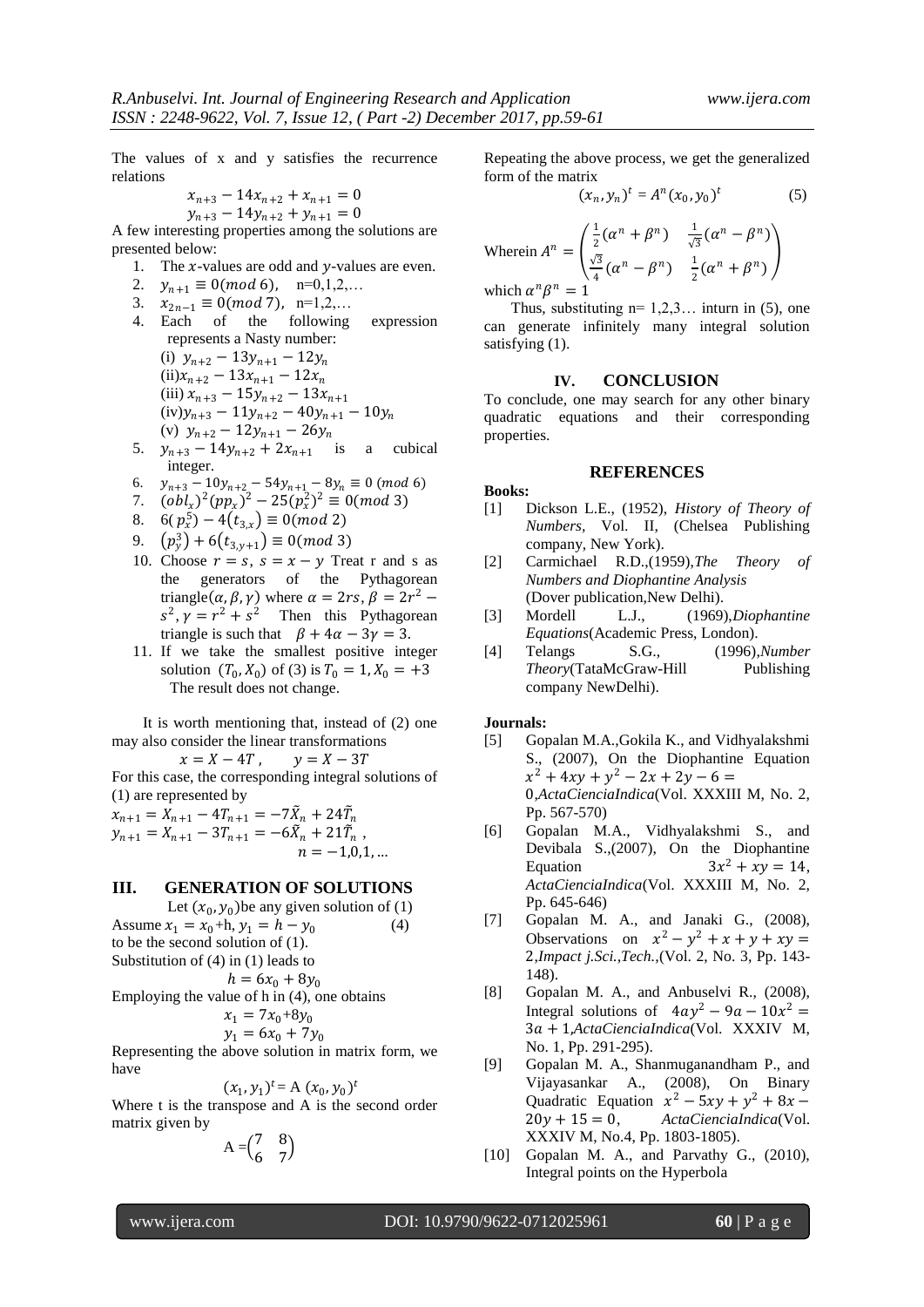The values of x and y satisfies the recurrence relations

$$x_{n+3} - 14x_{n+2} + x_{n+1} = 0$$
$$y_{n+3} - 14y_{n+2} + y_{n+1} = 0$$

A few interesting properties among the solutions are presented below:

1. The $x$-values are odd and $y$-values are even.
2. $y_{n+1} \equiv 0 (mod\ 6)$, n=0,1,2,…
3. $x_{2n-1} \equiv 0 (mod\ 7)$, n=1,2,…
4. Each of the following expression represents a Nasty number:
   (i) $y_{n+2} - 13y_{n+1} - 12y_n$
   (ii) $x_{n+2} - 13x_{n+1} - 12x_n$
   (iii) $x_{n+3} - 15y_{n+2} - 13x_{n+1}$
   (iv) $y_{n+3} - 11y_{n+2} - 40y_{n+1} - 10y_n$
   (v) $y_{n+2} - 12y_{n+1} - 26y_n$
5. $y_{n+3} - 14y_{n+2} + 2x_{n+1}$ is a cubical integer.
6. $y_{n+3} - 10y_{n+2} - 54y_{n+1} - 8y_n \equiv 0\ (mod\ 6)$
7. $(obl_x)^2 (pp_x)^2 - 25(p_x^2)^2 \equiv 0 (mod\ 3)$
8. $6(p_x^5) - 4(t_{3,x}) \equiv 0 (mod\ 2)$
9. $(p_y^3) + 6(t_{3,y+1}) \equiv 0 (mod\ 3)$
10. Choose $r = s$, $s = x - y$ Treat r and s as the generators of the Pythagorean triangle$(\alpha, \beta, \gamma)$ where $\alpha = 2rs$, $\beta = 2r^2 - s^2$, $\gamma = r^2 + s^2$ Then this Pythagorean triangle is such that $\beta + 4\alpha - 3\gamma = 3$.
11. If we take the smallest positive integer solution $(T_0, X_0)$ of (3) is $T_0 = 1, X_0 = +3$ The result does not change.

It is worth mentioning that, instead of (2) one may also consider the linear transformations

$$x = X - 4T, \qquad y = X - 3T$$

For this case, the corresponding integral solutions of (1) are represented by

$$x_{n+1} = X_{n+1} - 4T_{n+1} = -7\tilde{X}_n + 24\tilde{T}_n$$
$$y_{n+1} = X_{n+1} - 3T_{n+1} = -6\tilde{X}_n + 21\tilde{T}_n,$$
$$n = -1,0,1,\ldots$$

## III. GENERATION OF SOLUTIONS

Let $(x_0, y_0)$be any given solution of (1)

Assume $x_1 = x_0$+h, $y_1 = h - y_0$ (4)

to be the second solution of (1).

Substitution of (4) in (1) leads to

$$h = 6x_0 + 8y_0$$

Employing the value of h in (4), one obtains

$$x_1 = 7x_0 + 8y_0$$
$$y_1 = 6x_0 + 7y_0$$

Representing the above solution in matrix form, we have

$$(x_1, y_1)^t = A\ (x_0, y_0)^t$$

Where t is the transpose and A is the second order matrix given by

$$A = \begin{pmatrix} 7 & 8 \\ 6 & 7 \end{pmatrix}$$

Repeating the above process, we get the generalized form of the matrix

$$(x_n, y_n)^t = A^n (x_0, y_0)^t \qquad (5)$$

Wherein $A^n = \begin{pmatrix} \frac{1}{2}(\alpha^n + \beta^n) & \frac{1}{\sqrt{3}}(\alpha^n - \beta^n) \\ \frac{\sqrt{3}}{4}(\alpha^n - \beta^n) & \frac{1}{2}(\alpha^n + \beta^n) \end{pmatrix}$

which $\alpha^n \beta^n = 1$

Thus, substituting n= 1,2,3… inturn in (5), one can generate infinitely many integral solution satisfying (1).

## IV. CONCLUSION

To conclude, one may search for any other binary quadratic equations and their corresponding properties.

## REFERENCES

**Books:**

[1] Dickson L.E., (1952), *History of Theory of Numbers*, Vol. II, (Chelsea Publishing company, New York).

[2] Carmichael R.D.,(1959),*The Theory of Numbers and Diophantine Analysis* (Dover publication,New Delhi).

[3] Mordell L.J., (1969),*Diophantine Equations*(Academic Press, London).

[4] Telangs S.G., (1996),*Number Theory*(TataMcGraw-Hill Publishing company NewDelhi).

**Journals:**

[5] Gopalan M.A.,Gokila K., and Vidhyalakshmi S., (2007), On the Diophantine Equation $x^2 + 4xy + y^2 - 2x + 2y - 6 = 0$,*ActaCienciaIndica*(Vol. XXXIII M, No. 2, Pp. 567-570)

[6] Gopalan M.A., Vidhyalakshmi S., and Devibala S.,(2007), On the Diophantine Equation $3x^2 + xy = 14$, *ActaCienciaIndica*(Vol. XXXIII M, No. 2, Pp. 645-646)

[7] Gopalan M. A., and Janaki G., (2008), Observations on $x^2 - y^2 + x + y + xy = 2$,*Impact j.Sci.,Tech.*,(Vol. 2, No. 3, Pp. 143-148).

[8] Gopalan M. A., and Anbuselvi R., (2008), Integral solutions of $4ay^2 - 9a - 10x^2 = 3a + 1$,*ActaCienciaIndica*(Vol. XXXIV M, No. 1, Pp. 291-295).

[9] Gopalan M. A., Shanmuganandham P., and Vijayasankar A., (2008), On Binary Quadratic Equation $x^2 - 5xy + y^2 + 8x - 20y + 15 = 0$, *ActaCienciaIndica*(Vol. XXXIV M, No.4, Pp. 1803-1805).

[10] Gopalan M. A., and Parvathy G., (2010), Integral points on the Hyperbola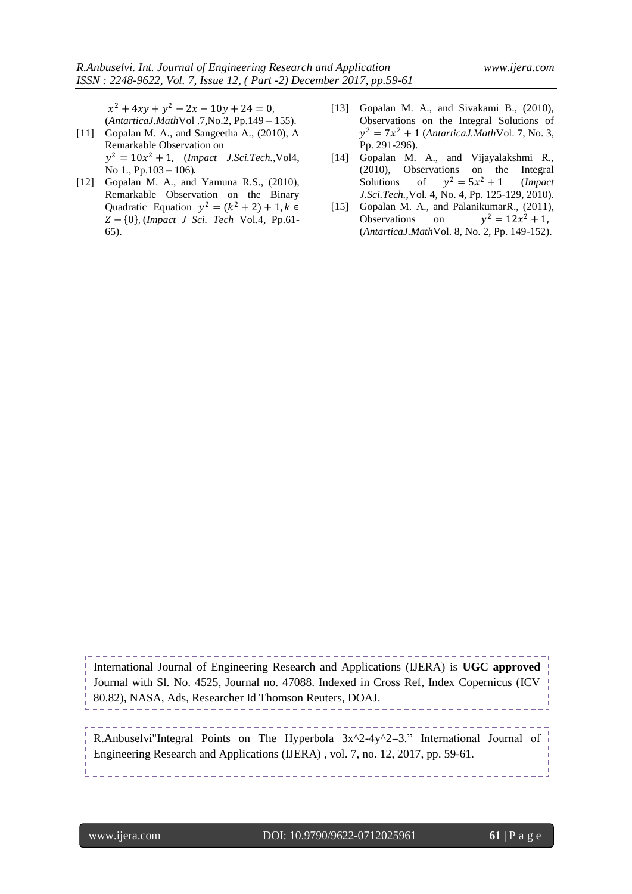$x^2 + 4xy + y^2 - 2x - 10y + 24 = 0$, (*AntarticaJ.Math*Vol .7,No.2, Pp.149 – 155).

[11] Gopalan M. A., and Sangeetha A., (2010), A Remarkable Observation on $y^2 = 10x^2 + 1$, (*Impact J.Sci.Tech.*,Vol4, No 1., Pp.103 – 106).

[12] Gopalan M. A., and Yamuna R.S., (2010), Remarkable Observation on the Binary Quadratic Equation $y^2 = (k^2 + 2) + 1, k \in Z - \{0\}$, (*Impact J Sci. Tech* Vol.4, Pp.61-65).

[13] Gopalan M. A., and Sivakami B., (2010), Observations on the Integral Solutions of $y^2 = 7x^2 + 1$ (*AntarticaJ.Math*Vol. 7, No. 3, Pp. 291-296).

[14] Gopalan M. A., and Vijayalakshmi R., (2010), Observations on the Integral Solutions of $y^2 = 5x^2 + 1$ (*Impact J.Sci.Tech.*,Vol. 4, No. 4, Pp. 125-129, 2010).

[15] Gopalan M. A., and PalanikumarR., (2011), Observations on $y^2 = 12x^2 + 1$, (*AntarticaJ.Math*Vol. 8, No. 2, Pp. 149-152).

International Journal of Engineering Research and Applications (IJERA) is **UGC approved** Journal with Sl. No. 4525, Journal no. 47088. Indexed in Cross Ref, Index Copernicus (ICV 80.82), NASA, Ads, Researcher Id Thomson Reuters, DOAJ.

R.Anbuselvi"Integral Points on The Hyperbola 3x^2-4y^2=3." International Journal of Engineering Research and Applications (IJERA) , vol. 7, no. 12, 2017, pp. 59-61.